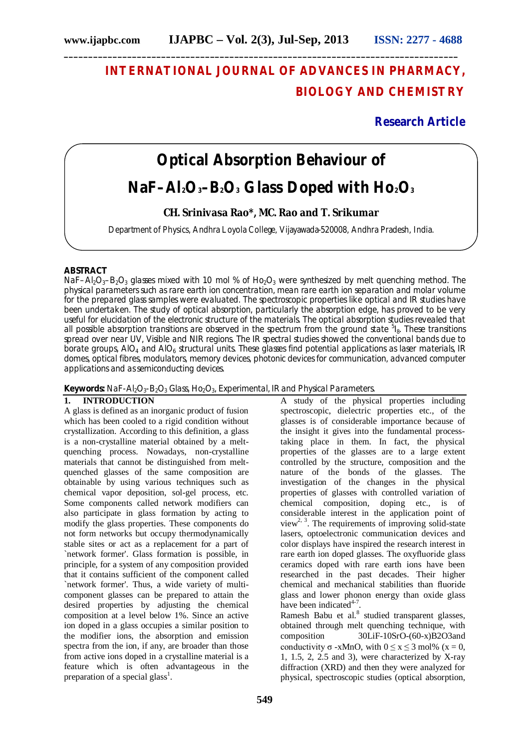# INTERNATIONAL JOURNAL OF ADVANCES IN PHARMACY, BIOLOGY AND CHEMISTRY

**Research Article**

# Optical Absorption Behaviour of $NaF–Al_2O_3–B_2O_3$ Glass Doped with $Ho_2O_3$

**CH. Srinivasa Rao\*, MC. Rao and T. Srikumar**

Department of Physics, Andhra Loyola College, Vijayawada-520008, Andhra Pradesh, India.

## ABSTRACT

$NaF–Al_2O_3–B_2O_3$ glasses mixed with 10 mol % of $Ho_2O_3$ were synthesized by melt quenching method. The physical parameters such as rare earth ion concentration, mean rare earth ion separation and molar volume for the prepared glass samples were evaluated. The spectroscopic properties like optical and IR studies have been undertaken. The study of optical absorption, particularly the absorption edge, has proved to be very useful for elucidation of the electronic structure of the materials. The optical absorption studies revealed that all possible absorption transitions are observed in the spectrum from the ground state $^5I_8$. These transitions spread over near UV, Visible and NIR regions. The IR spectral studies showed the conventional bands due to borate groups, $AlO_4$ and $AlO_6$ structural units. These glasses find potential applications as laser materials, IR domes, optical fibres, modulators, memory devices, photonic devices for communication, advanced computer applications and as semiconducting devices.

**Keywords:** $NaF-Al_2O_3-B_2O_3$ Glass, $Ho_2O_3$, Experimental, IR and Physical Parameters.

## 1. INTRODUCTION

A glass is defined as an inorganic product of fusion which has been cooled to a rigid condition without crystallization. According to this definition, a glass is a non-crystalline material obtained by a melt-quenching process. Nowadays, non-crystalline materials that cannot be distinguished from melt-quenched glasses of the same composition are obtainable by using various techniques such as chemical vapor deposition, sol-gel process, etc. Some components called network modifiers can also participate in glass formation by acting to modify the glass properties. These components do not form networks but occupy thermodynamically stable sites or act as a replacement for a part of `network former'. Glass formation is possible, in principle, for a system of any composition provided that it contains sufficient of the component called `network former'. Thus, a wide variety of multi-component glasses can be prepared to attain the desired properties by adjusting the chemical composition at a level below 1%. Since an active ion doped in a glass occupies a similar position to the modifier ions, the absorption and emission spectra from the ion, if any, are broader than those from active ions doped in a crystalline material is a feature which is often advantageous in the preparation of a special glass[1].

A study of the physical properties including spectroscopic, dielectric properties etc., of the glasses is of considerable importance because of the insight it gives into the fundamental process-taking place in them. In fact, the physical properties of the glasses are to a large extent controlled by the structure, composition and the nature of the bonds of the glasses. The investigation of the changes in the physical properties of glasses with controlled variation of chemical composition, doping etc., is of considerable interest in the application point of view[2, 3]. The requirements of improving solid-state lasers, optoelectronic communication devices and color displays have inspired the research interest in rare earth ion doped glasses. The oxyfluoride glass ceramics doped with rare earth ions have been researched in the past decades. Their higher chemical and mechanical stabilities than fluoride glass and lower phonon energy than oxide glass have been indicated[4-7].

Ramesh Babu et al.[8] studied transparent glasses, obtained through melt quenching technique, with composition 30LiF-10SrO-(60-x)B2O3and conductivity $\sigma$ -xMnO, with $0 \leq x \leq 3$ mol% (x = 0, 1, 1.5, 2, 2.5 and 3), were characterized by X-ray diffraction (XRD) and then they were analyzed for physical, spectroscopic studies (optical absorption,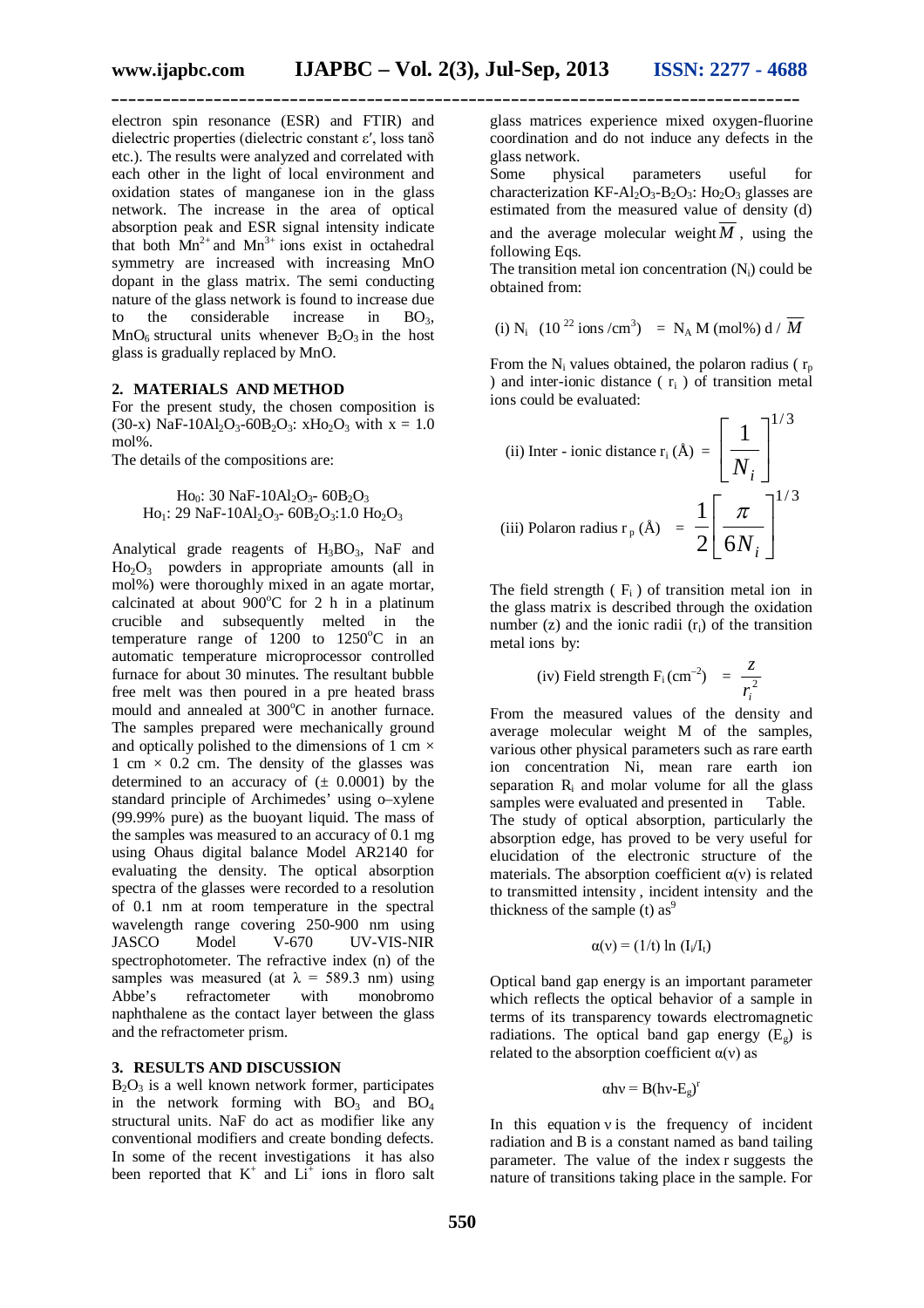electron spin resonance (ESR) and FTIR) and dielectric properties (dielectric constant ε′, loss tanδ etc.). The results were analyzed and correlated with each other in the light of local environment and oxidation states of manganese ion in the glass network. The increase in the area of optical absorption peak and ESR signal intensity indicate that both $Mn^{2+}$ and $Mn^{3+}$ ions exist in octahedral symmetry are increased with increasing MnO dopant in the glass matrix. The semi conducting nature of the glass network is found to increase due to the considerable increase in $BO_3$, $MnO_6$ structural units whenever $B_2O_3$ in the host glass is gradually replaced by MnO.

## 2. MATERIALS AND METHOD

For the present study, the chosen composition is (30-x) NaF-10$Al_2O_3$-60$B_2O_3$: x$Ho_2O_3$ with x = 1.0 mol%.

The details of the compositions are:

$Ho_0$: 30 NaF-10$Al_2O_3$- 60$B_2O_3$

$Ho_1$: 29 NaF-10$Al_2O_3$- 60$B_2O_3$:1.0 $Ho_2O_3$

Analytical grade reagents of $H_3BO_3$, NaF and $Ho_2O_3$ powders in appropriate amounts (all in mol%) were thoroughly mixed in an agate mortar, calcinated at about 900°C for 2 h in a platinum crucible and subsequently melted in the temperature range of 1200 to 1250°C in an automatic temperature microprocessor controlled furnace for about 30 minutes. The resultant bubble free melt was then poured in a pre heated brass mould and annealed at 300°C in another furnace. The samples prepared were mechanically ground and optically polished to the dimensions of 1 cm × 1 cm × 0.2 cm. The density of the glasses was determined to an accuracy of (± 0.0001) by the standard principle of Archimedes' using o–xylene (99.99% pure) as the buoyant liquid. The mass of the samples was measured to an accuracy of 0.1 mg using Ohaus digital balance Model AR2140 for evaluating the density. The optical absorption spectra of the glasses were recorded to a resolution of 0.1 nm at room temperature in the spectral wavelength range covering 250-900 nm using JASCO Model V-670 UV-VIS-NIR spectrophotometer. The refractive index (n) of the samples was measured (at λ = 589.3 nm) using Abbe's refractometer with monobromo naphthalene as the contact layer between the glass and the refractometer prism.

## 3. RESULTS AND DISCUSSION

$B_2O_3$ is a well known network former, participates in the network forming with $BO_3$ and $BO_4$ structural units. NaF do act as modifier like any conventional modifiers and create bonding defects. In some of the recent investigations it has also been reported that $K^+$ and $Li^+$ ions in floro salt glass matrices experience mixed oxygen-fluorine coordination and do not induce any defects in the glass network.

Some physical parameters useful for characterization KF-$Al_2O_3$-$B_2O_3$: $Ho_2O_3$ glasses are estimated from the measured value of density (d) and the average molecular weight $\overline{M}$, using the following Eqs.

The transition metal ion concentration ($N_i$) could be obtained from:

$$\text{(i) } N_i \ (10^{22} \text{ ions/cm}^3) = N_A \, M \, (\text{mol\%}) \, d \, / \, \overline{M}$$

From the $N_i$ values obtained, the polaron radius ( $r_p$ ) and inter-ionic distance ( $r_i$ ) of transition metal ions could be evaluated:

$$\text{(ii) Inter - ionic distance } r_i \ (\text{Å}) = \left[\frac{1}{N_i}\right]^{1/3}$$

$$\text{(iii) Polaron radius } r_p \ (\text{Å}) = \frac{1}{2}\left[\frac{\pi}{6N_i}\right]^{1/3}$$

The field strength ( $F_i$ ) of transition metal ion in the glass matrix is described through the oxidation number (z) and the ionic radii ($r_i$) of the transition metal ions by:

$$\text{(iv) Field strength } F_i \, (\text{cm}^{-2}) = \frac{z}{r_i^2}$$

From the measured values of the density and average molecular weight M of the samples, various other physical parameters such as rare earth ion concentration Ni, mean rare earth ion separation $R_i$ and molar volume for all the glass samples were evaluated and presented in Table.

The study of optical absorption, particularly the absorption edge, has proved to be very useful for elucidation of the electronic structure of the materials. The absorption coefficient α(ν) is related to transmitted intensity , incident intensity and the thickness of the sample (t) as[9]

$$\alpha(\nu) = (1/t) \ln (I_i/I_t)$$

Optical band gap energy is an important parameter which reflects the optical behavior of a sample in terms of its transparency towards electromagnetic radiations. The optical band gap energy ($E_g$) is related to the absorption coefficient α(ν) as

$$\alpha h\nu = B(h\nu - E_g)^r$$

In this equation ν is the frequency of incident radiation and B is a constant named as band tailing parameter. The value of the index r suggests the nature of transitions taking place in the sample. For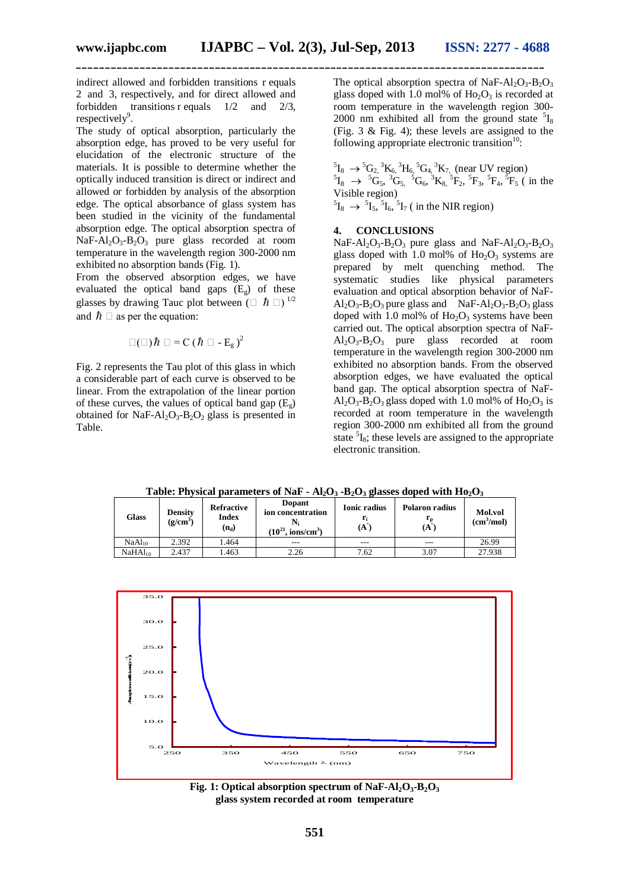indirect allowed and forbidden transitions r equals 2 and 3, respectively, and for direct allowed and forbidden transitions r equals 1/2 and 2/3, respectively[9].

The study of optical absorption, particularly the absorption edge, has proved to be very useful for elucidation of the electronic structure of the materials. It is possible to determine whether the optically induced transition is direct or indirect and allowed or forbidden by analysis of the absorption edge. The optical absorbance of glass system has been studied in the vicinity of the fundamental absorption edge. The optical absorption spectra of $NaF$-$Al_2O_3$-$B_2O_3$ pure glass recorded at room temperature in the wavelength region 300-2000 nm exhibited no absorption bands (Fig. 1).

From the observed absorption edges, we have evaluated the optical band gaps ($E_g$) of these glasses by drawing Tauc plot between $(\alpha \hbar \omega)^{1/2}$ and $\hbar \omega$ as per the equation:

$$\alpha(\omega)\hbar\omega = C(\hbar\omega - E_g)^2$$

Fig. 2 represents the Tau plot of this glass in which a considerable part of each curve is observed to be linear. From the extrapolation of the linear portion of these curves, the values of optical band gap ($E_g$) obtained for $NaF$-$Al_2O_3$-$B_2O_2$ glass is presented in Table.

The optical absorption spectra of $NaF$-$Al_2O_3$-$B_2O_3$ glass doped with 1.0 mol% of $Ho_2O_3$ is recorded at room temperature in the wavelength region 300-2000 nm exhibited all from the ground state $^5I_8$ (Fig. 3 & Fig. 4); these levels are assigned to the following appropriate electronic transition[10]:

$^5I_8 \rightarrow {}^5G_2, {}^3K_6, {}^3H_6, {}^5G_4, {}^3K_7$ (near UV region)
$^5I_8 \rightarrow {}^5G_5, {}^3G_5, {}^5G_6, {}^3K_8, {}^5F_2, {}^5F_3, {}^5F_4, {}^5F_5$ ( in the Visible region)
$^5I_8 \rightarrow {}^5I_5, {}^5I_6, {}^5I_7$ ( in the NIR region)

## 4. CONCLUSIONS

$NaF$-$Al_2O_3$-$B_2O_3$ pure glass and $NaF$-$Al_2O_3$-$B_2O_3$ glass doped with 1.0 mol% of $Ho_2O_3$ systems are prepared by melt quenching method. The systematic studies like physical parameters evaluation and optical absorption behavior of $NaF$-$Al_2O_3$-$B_2O_3$ pure glass and $NaF$-$Al_2O_3$-$B_2O_3$ glass doped with 1.0 mol% of $Ho_2O_3$ systems have been carried out. The optical absorption spectra of $NaF$-$Al_2O_3$-$B_2O_3$ pure glass recorded at room temperature in the wavelength region 300-2000 nm exhibited no absorption bands. From the observed absorption edges, we have evaluated the optical band gap. The optical absorption spectra of $NaF$-$Al_2O_3$-$B_2O_3$ glass doped with 1.0 mol% of $Ho_2O_3$ is recorded at room temperature in the wavelength region 300-2000 nm exhibited all from the ground state $^5I_8$; these levels are assigned to the appropriate electronic transition.

**Table: Physical parameters of NaF - $Al_2O_3$ -$B_2O_3$ glasses doped with $Ho_2O_3$**

| Glass | Density (g/cm$^3$) | Refractive Index ($n_d$) | Dopant ion concentration $N_i$ ($10^{21}$, ions/cm$^3$) | Ionic radius $r_i$ (A°) | Polaron radius $r_p$ (A°) | Mol.vol (cm$^3$/mol) |
|---|---|---|---|---|---|---|
| $NaAl_{10}$ | 2.392 | 1.464 | --- | --- | --- | 26.99 |
| $NaHAl_{10}$ | 2.437 | 1.463 | 2.26 | 7.62 | 3.07 | 27.938 |

**Fig. 1: Optical absorption spectrum of NaF-$Al_2O_3$-$B_2O_3$ glass system recorded at room temperature**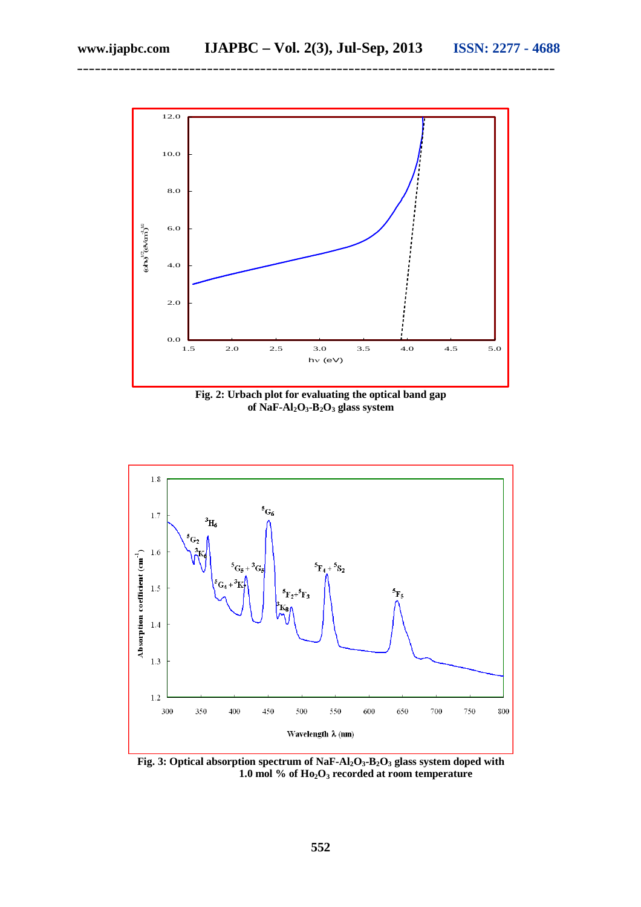**Fig. 2: Urbach plot for evaluating the optical band gap of $NaF-Al_2O_3-B_2O_3$ glass system**

**Fig. 3: Optical absorption spectrum of $NaF-Al_2O_3-B_2O_3$ glass system doped with 1.0 mol % of $Ho_2O_3$ recorded at room temperature**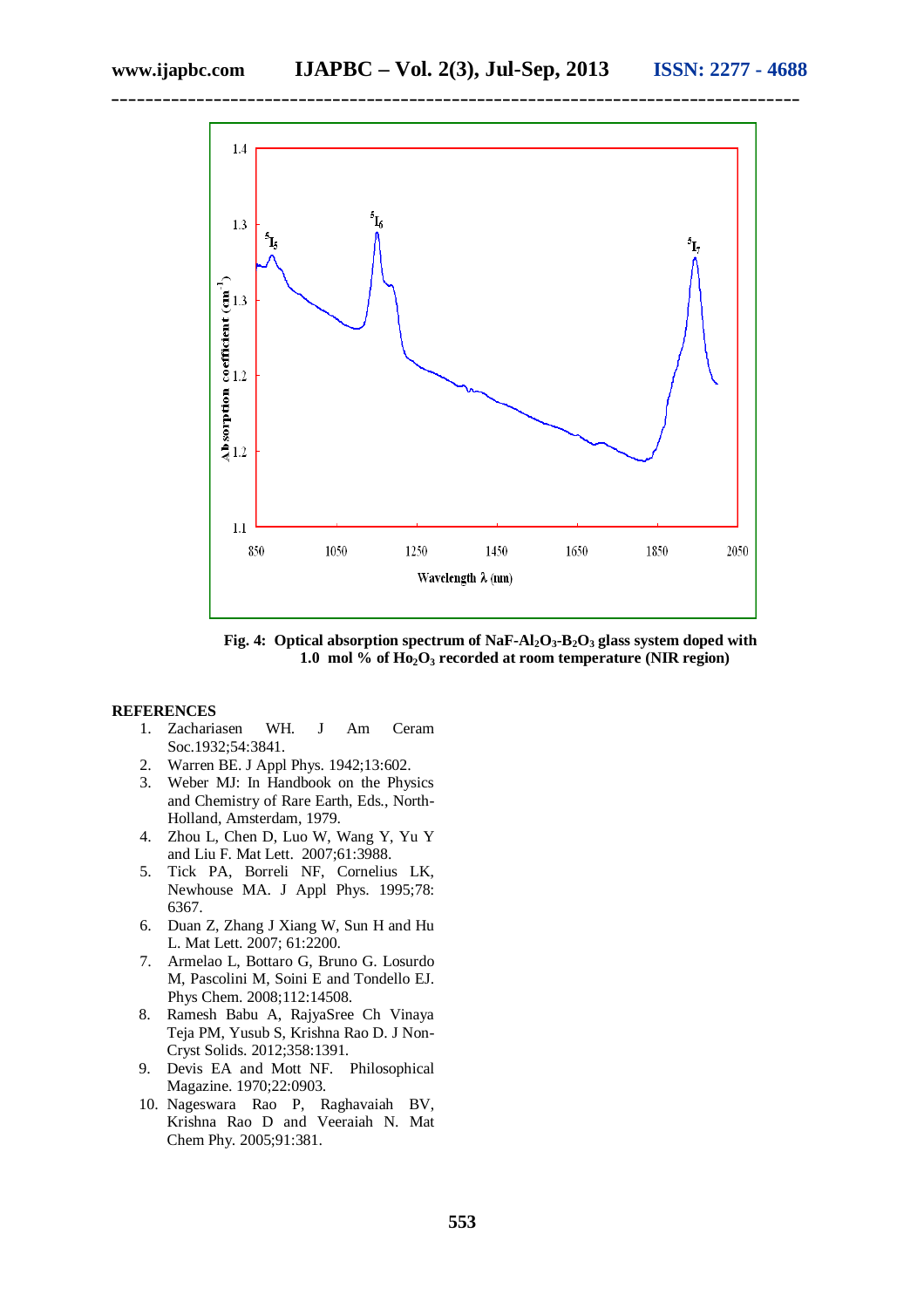1.4

1.3

1.3

1.2

1.2

1.1

Absorption coefficient (cm$^{-1}$)

850

1050

1250

1450

1650

1850

2050

Wavelength λ (nm)

$^5I_5$

$^5I_6$

$^5I_7$

**Fig. 4: Optical absorption spectrum of NaF-$Al_2O_3$-$B_2O_3$ glass system doped with 1.0 mol % of $Ho_2O_3$ recorded at room temperature (NIR region)**

## REFERENCES

1. Zachariasen WH. J Am Ceram Soc.1932;54:3841.
2. Warren BE. J Appl Phys. 1942;13:602.
3. Weber MJ: In Handbook on the Physics and Chemistry of Rare Earth, Eds., North-Holland, Amsterdam, 1979.
4. Zhou L, Chen D, Luo W, Wang Y, Yu Y and Liu F. Mat Lett. 2007;61:3988.
5. Tick PA, Borreli NF, Cornelius LK, Newhouse MA. J Appl Phys. 1995;78: 6367.
6. Duan Z, Zhang J Xiang W, Sun H and Hu L. Mat Lett. 2007; 61:2200.
7. Armelao L, Bottaro G, Bruno G. Losurdo M, Pascolini M, Soini E and Tondello EJ. Phys Chem. 2008;112:14508.
8. Ramesh Babu A, RajyaSree Ch Vinaya Teja PM, Yusub S, Krishna Rao D. J Non-Cryst Solids. 2012;358:1391.
9. Devis EA and Mott NF. Philosophical Magazine. 1970;22:0903.
10. Nageswara Rao P, Raghavaiah BV, Krishna Rao D and Veeraiah N. Mat Chem Phy. 2005;91:381.